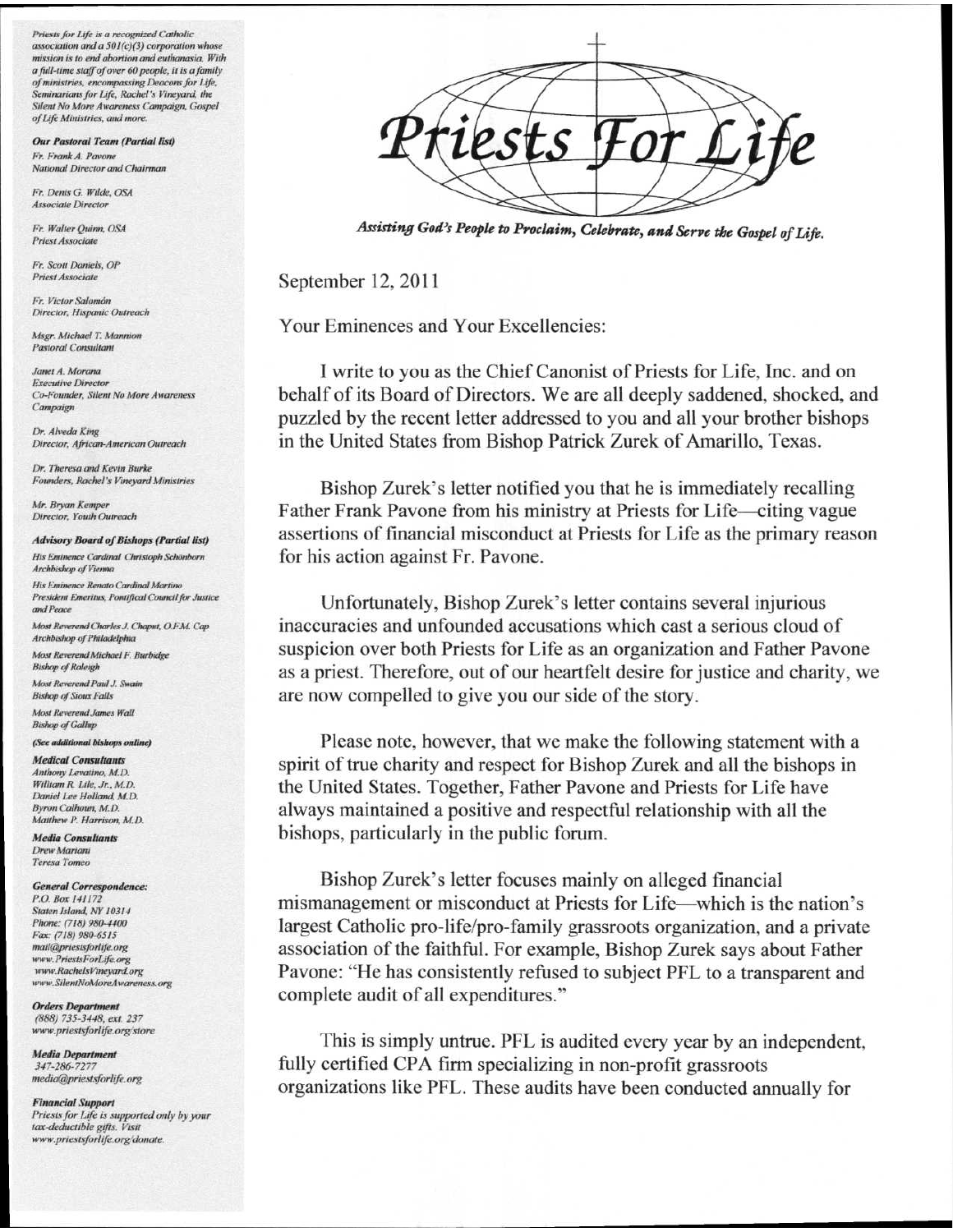*Priests for Life is a recognized Catholic association and a 501(c)(3) corporation whose mission is to end abortion and euthanasia. With a full-time staff of over 60 people, it is a family of ministries, encompassing Deacons for Life, Seminarians for Life, Rachel's Vineyard, the Silent No More Awareness Campaign, Gospel of Life Ministries, and more.*

***Our Pastoral Team (Partial list)***

*Fr. Frank A. Pavone*
*National Director and Chairman*

*Fr. Denis G. Wilde, OSA*
*Associate Director*

*Fr. Walter Quinn, OSA*
*Priest Associate*

*Fr. Scott Daniels, OP*
*Priest Associate*

*Fr. Victor Salomón*
*Director, Hispanic Outreach*

*Msgr. Michael T. Mannion*
*Pastoral Consultant*

*Janet A. Morana*
*Executive Director*
*Co-Founder, Silent No More Awareness Campaign*

*Dr. Alveda King*
*Director, African-American Outreach*

*Dr. Theresa and Kevin Burke*
*Founders, Rachel's Vineyard Ministries*

*Mr. Bryan Kemper*
*Director, Youth Outreach*

***Advisory Board of Bishops (Partial list)***

*His Eminence Cardinal Christoph Schönborn*
*Archbishop of Vienna*

*His Eminence Renato Cardinal Martino*
*President Emeritus, Pontifical Council for Justice and Peace*

*Most Reverend Charles J. Chaput, O.F.M. Cap*
*Archbishop of Philadelphia*

*Most Reverend Michael F. Burbidge*
*Bishop of Raleigh*

*Most Reverend Paul J. Swain*
*Bishop of Sioux Falls*

*Most Reverend James Wall*
*Bishop of Gallup*

***(See additional bishops online)***

***Medical Consultants***

*Anthony Levatino, M.D.*
*William R. Lile, Jr., M.D.*
*Daniel Lee Holland, M.D.*
*Byron Calhoun, M.D.*
*Matthew P. Harrison, M.D.*

***Media Consultants***

*Drew Mariani*
*Teresa Tomeo*

***General Correspondence:***

*P.O. Box 141172*
*Staten Island, NY 10314*
*Phone: (718) 980-4400*
*Fax: (718) 980-6515*
*mail@priestsforlife.org*
*www.PriestsForLife.org*
*www.RachelsVineyard.org*
*www.SilentNoMoreAwareness.org*

***Orders Department***

*(888) 735-3448, ext. 237*
*www.priestsforlife.org/store*

***Media Department***

*347-286-7277*
*media@priestsforlife.org*

***Financial Support***

*Priests for Life is supported only by your tax-deductible gifts. Visit www.priestsforlife.org/donate.*

# Priests For Life

***Assisting God's People to Proclaim, Celebrate, and Serve the Gospel of Life.***

September 12, 2011

Your Eminences and Your Excellencies:

I write to you as the Chief Canonist of Priests for Life, Inc. and on behalf of its Board of Directors. We are all deeply saddened, shocked, and puzzled by the recent letter addressed to you and all your brother bishops in the United States from Bishop Patrick Zurek of Amarillo, Texas.

Bishop Zurek's letter notified you that he is immediately recalling Father Frank Pavone from his ministry at Priests for Life—citing vague assertions of financial misconduct at Priests for Life as the primary reason for his action against Fr. Pavone.

Unfortunately, Bishop Zurek's letter contains several injurious inaccuracies and unfounded accusations which cast a serious cloud of suspicion over both Priests for Life as an organization and Father Pavone as a priest. Therefore, out of our heartfelt desire for justice and charity, we are now compelled to give you our side of the story.

Please note, however, that we make the following statement with a spirit of true charity and respect for Bishop Zurek and all the bishops in the United States. Together, Father Pavone and Priests for Life have always maintained a positive and respectful relationship with all the bishops, particularly in the public forum.

Bishop Zurek's letter focuses mainly on alleged financial mismanagement or misconduct at Priests for Life—which is the nation's largest Catholic pro-life/pro-family grassroots organization, and a private association of the faithful. For example, Bishop Zurek says about Father Pavone: "He has consistently refused to subject PFL to a transparent and complete audit of all expenditures."

This is simply untrue. PFL is audited every year by an independent, fully certified CPA firm specializing in non-profit grassroots organizations like PFL. These audits have been conducted annually for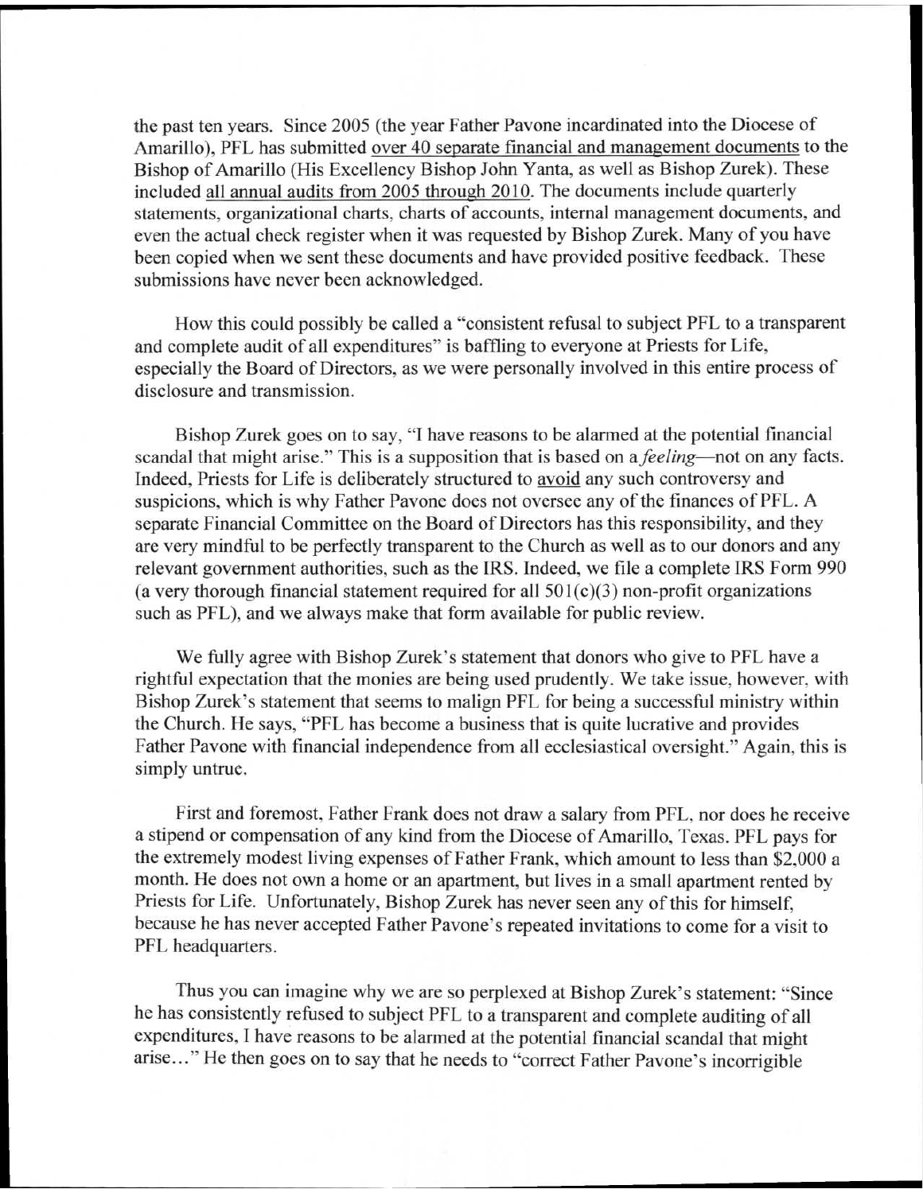the past ten years. Since 2005 (the year Father Pavone incardinated into the Diocese of Amarillo), PFL has submitted <u>over 40 separate financial and management documents</u> to the Bishop of Amarillo (His Excellency Bishop John Yanta, as well as Bishop Zurek). These included <u>all annual audits from 2005 through 2010</u>. The documents include quarterly statements, organizational charts, charts of accounts, internal management documents, and even the actual check register when it was requested by Bishop Zurek. Many of you have been copied when we sent these documents and have provided positive feedback. These submissions have never been acknowledged.

How this could possibly be called a "consistent refusal to subject PFL to a transparent and complete audit of all expenditures" is baffling to everyone at Priests for Life, especially the Board of Directors, as we were personally involved in this entire process of disclosure and transmission.

Bishop Zurek goes on to say, "I have reasons to be alarmed at the potential financial scandal that might arise." This is a supposition that is based on a *feeling*—not on any facts. Indeed, Priests for Life is deliberately structured to <u>avoid</u> any such controversy and suspicions, which is why Father Pavone does not oversee any of the finances of PFL. A separate Financial Committee on the Board of Directors has this responsibility, and they are very mindful to be perfectly transparent to the Church as well as to our donors and any relevant government authorities, such as the IRS. Indeed, we file a complete IRS Form 990 (a very thorough financial statement required for all 501(c)(3) non-profit organizations such as PFL), and we always make that form available for public review.

We fully agree with Bishop Zurek's statement that donors who give to PFL have a rightful expectation that the monies are being used prudently. We take issue, however, with Bishop Zurek's statement that seems to malign PFL for being a successful ministry within the Church. He says, "PFL has become a business that is quite lucrative and provides Father Pavone with financial independence from all ecclesiastical oversight." Again, this is simply untrue.

First and foremost, Father Frank does not draw a salary from PFL, nor does he receive a stipend or compensation of any kind from the Diocese of Amarillo, Texas. PFL pays for the extremely modest living expenses of Father Frank, which amount to less than $2,000 a month. He does not own a home or an apartment, but lives in a small apartment rented by Priests for Life. Unfortunately, Bishop Zurek has never seen any of this for himself, because he has never accepted Father Pavone's repeated invitations to come for a visit to PFL headquarters.

Thus you can imagine why we are so perplexed at Bishop Zurek's statement: "Since he has consistently refused to subject PFL to a transparent and complete auditing of all expenditures, I have reasons to be alarmed at the potential financial scandal that might arise…" He then goes on to say that he needs to "correct Father Pavone's incorrigible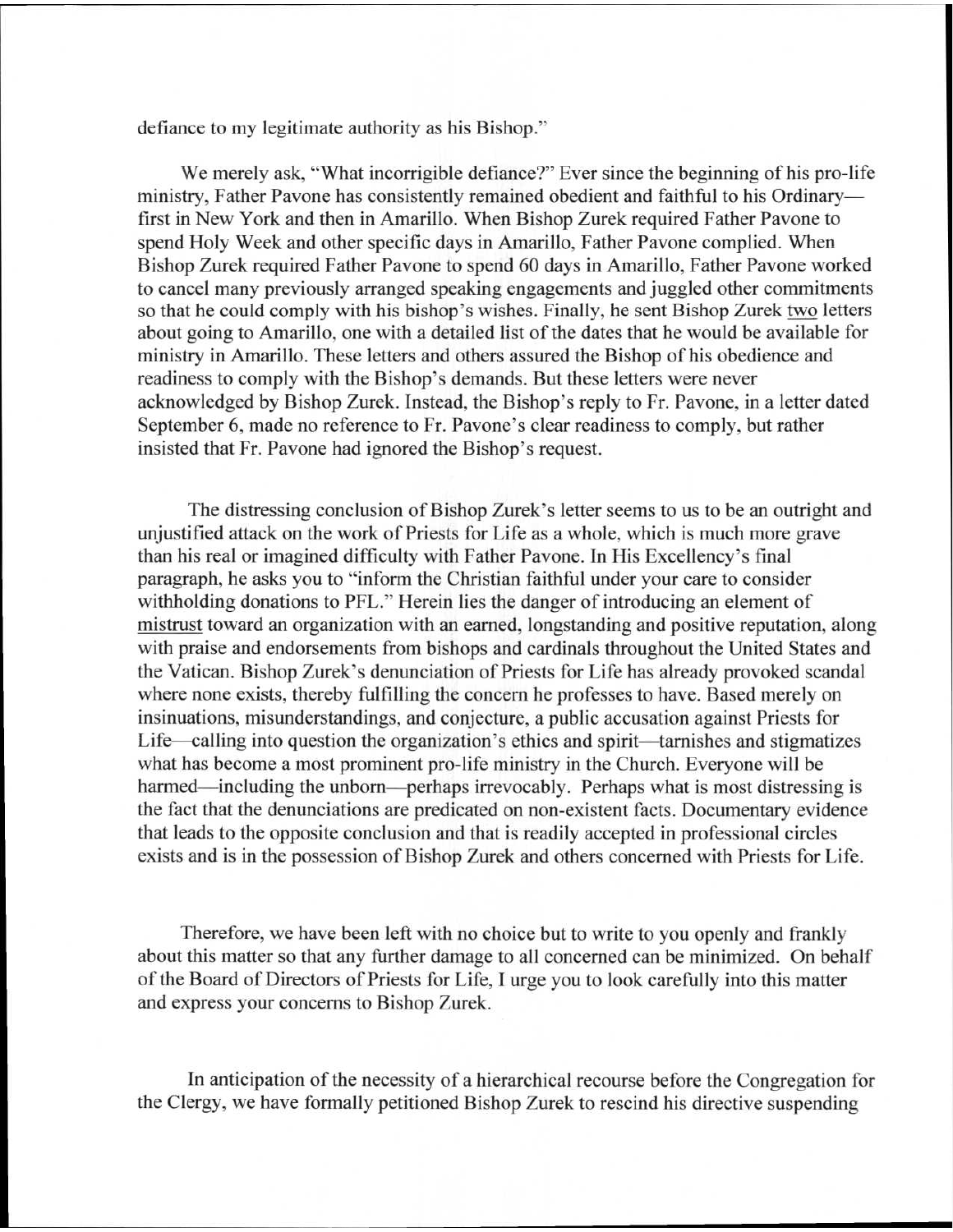defiance to my legitimate authority as his Bishop."

We merely ask, "What incorrigible defiance?" Ever since the beginning of his pro-life ministry, Father Pavone has consistently remained obedient and faithful to his Ordinary—first in New York and then in Amarillo. When Bishop Zurek required Father Pavone to spend Holy Week and other specific days in Amarillo, Father Pavone complied. When Bishop Zurek required Father Pavone to spend 60 days in Amarillo, Father Pavone worked to cancel many previously arranged speaking engagements and juggled other commitments so that he could comply with his bishop's wishes. Finally, he sent Bishop Zurek <u>two</u> letters about going to Amarillo, one with a detailed list of the dates that he would be available for ministry in Amarillo. These letters and others assured the Bishop of his obedience and readiness to comply with the Bishop's demands. But these letters were never acknowledged by Bishop Zurek. Instead, the Bishop's reply to Fr. Pavone, in a letter dated September 6, made no reference to Fr. Pavone's clear readiness to comply, but rather insisted that Fr. Pavone had ignored the Bishop's request.

The distressing conclusion of Bishop Zurek's letter seems to us to be an outright and unjustified attack on the work of Priests for Life as a whole, which is much more grave than his real or imagined difficulty with Father Pavone. In His Excellency's final paragraph, he asks you to "inform the Christian faithful under your care to consider withholding donations to PFL." Herein lies the danger of introducing an element of <u>mistrust</u> toward an organization with an earned, longstanding and positive reputation, along with praise and endorsements from bishops and cardinals throughout the United States and the Vatican. Bishop Zurek's denunciation of Priests for Life has already provoked scandal where none exists, thereby fulfilling the concern he professes to have. Based merely on insinuations, misunderstandings, and conjecture, a public accusation against Priests for Life—calling into question the organization's ethics and spirit—tarnishes and stigmatizes what has become a most prominent pro-life ministry in the Church. Everyone will be harmed—including the unborn—perhaps irrevocably. Perhaps what is most distressing is the fact that the denunciations are predicated on non-existent facts. Documentary evidence that leads to the opposite conclusion and that is readily accepted in professional circles exists and is in the possession of Bishop Zurek and others concerned with Priests for Life.

Therefore, we have been left with no choice but to write to you openly and frankly about this matter so that any further damage to all concerned can be minimized. On behalf of the Board of Directors of Priests for Life, I urge you to look carefully into this matter and express your concerns to Bishop Zurek.

In anticipation of the necessity of a hierarchical recourse before the Congregation for the Clergy, we have formally petitioned Bishop Zurek to rescind his directive suspending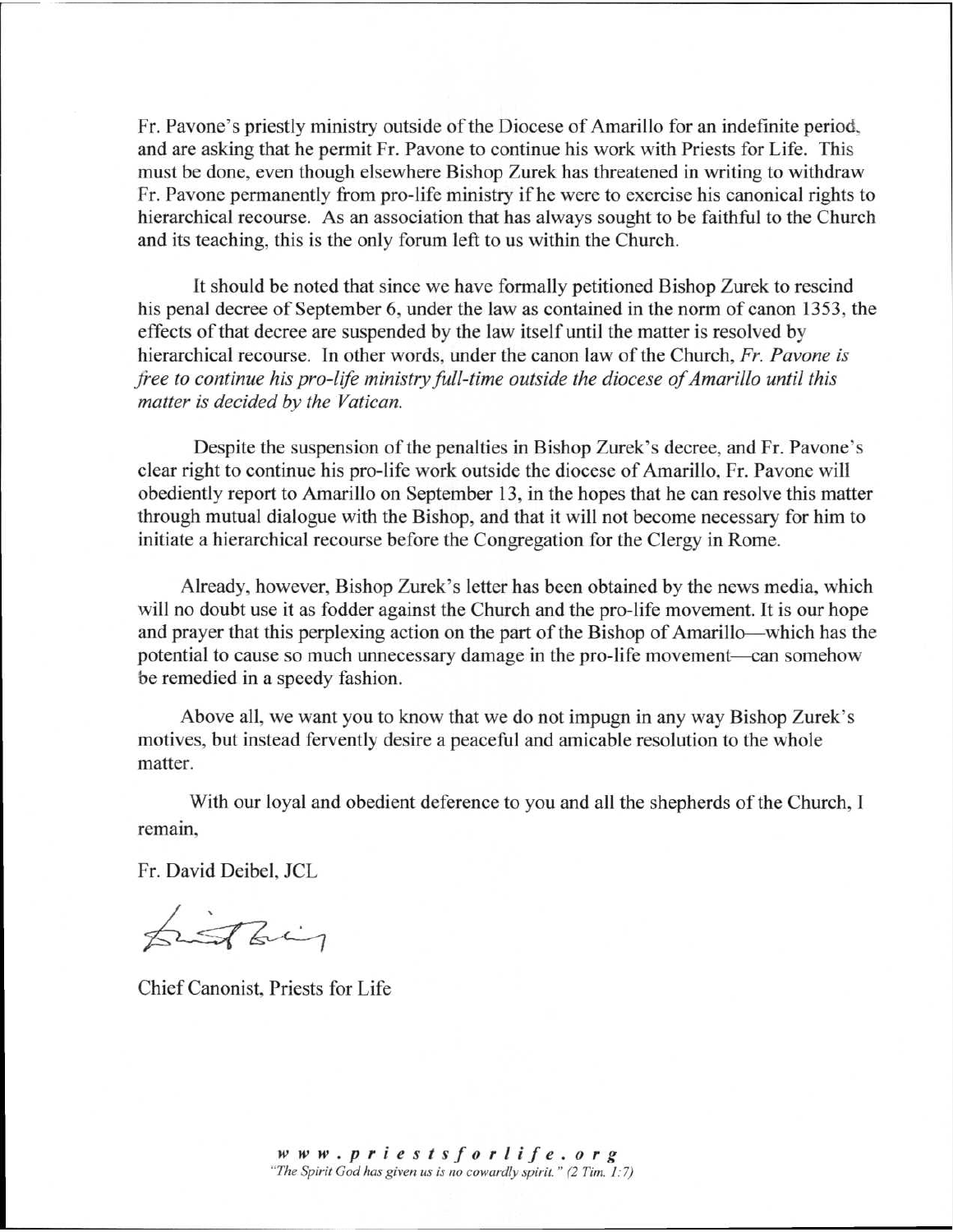Fr. Pavone's priestly ministry outside of the Diocese of Amarillo for an indefinite period, and are asking that he permit Fr. Pavone to continue his work with Priests for Life. This must be done, even though elsewhere Bishop Zurek has threatened in writing to withdraw Fr. Pavone permanently from pro-life ministry if he were to exercise his canonical rights to hierarchical recourse. As an association that has always sought to be faithful to the Church and its teaching, this is the only forum left to us within the Church.

It should be noted that since we have formally petitioned Bishop Zurek to rescind his penal decree of September 6, under the law as contained in the norm of canon 1353, the effects of that decree are suspended by the law itself until the matter is resolved by hierarchical recourse. In other words, under the canon law of the Church, *Fr. Pavone is free to continue his pro-life ministry full-time outside the diocese of Amarillo until this matter is decided by the Vatican.*

Despite the suspension of the penalties in Bishop Zurek's decree, and Fr. Pavone's clear right to continue his pro-life work outside the diocese of Amarillo, Fr. Pavone will obediently report to Amarillo on September 13, in the hopes that he can resolve this matter through mutual dialogue with the Bishop, and that it will not become necessary for him to initiate a hierarchical recourse before the Congregation for the Clergy in Rome.

Already, however, Bishop Zurek's letter has been obtained by the news media, which will no doubt use it as fodder against the Church and the pro-life movement. It is our hope and prayer that this perplexing action on the part of the Bishop of Amarillo—which has the potential to cause so much unnecessary damage in the pro-life movement—can somehow be remedied in a speedy fashion.

Above all, we want you to know that we do not impugn in any way Bishop Zurek's motives, but instead fervently desire a peaceful and amicable resolution to the whole matter.

With our loyal and obedient deference to you and all the shepherds of the Church, I remain,

Fr. David Deibel, JCL

Chief Canonist, Priests for Life

*www.priestsforlife.org*
*"The Spirit God has given us is no cowardly spirit." (2 Tim. 1:7)*